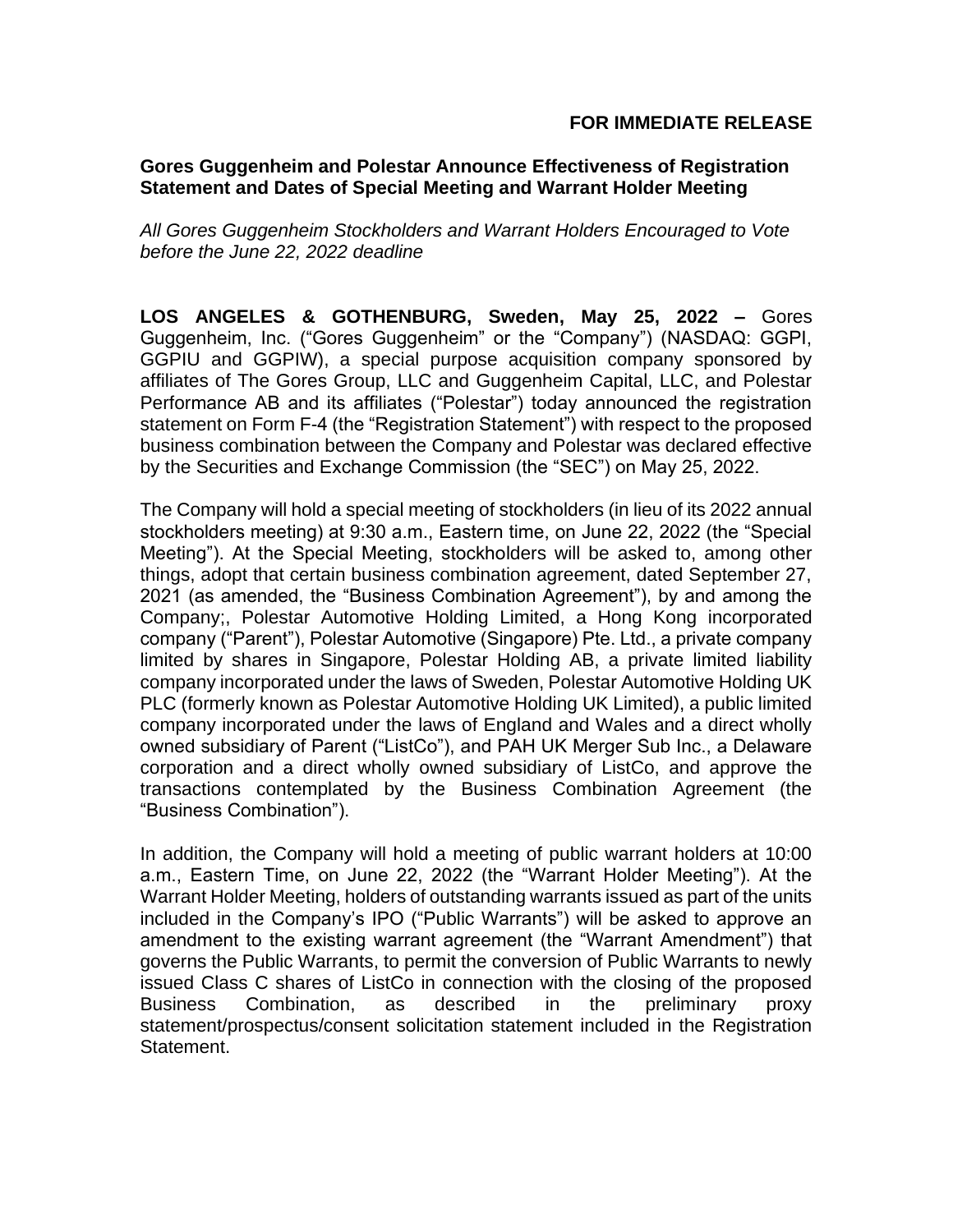**FOR IMMEDIATE RELEASE**

**Gores Guggenheim and Polestar Announce Effectiveness of Registration Statement and Dates of Special Meeting and Warrant Holder Meeting**

*All Gores Guggenheim Stockholders and Warrant Holders Encouraged to Vote before the June 22, 2022 deadline*

**LOS ANGELES & GOTHENBURG, Sweden, May 25, 2022 –** Gores Guggenheim, Inc. ("Gores Guggenheim" or the "Company") (NASDAQ: GGPI, GGPIU and GGPIW), a special purpose acquisition company sponsored by affiliates of The Gores Group, LLC and Guggenheim Capital, LLC, and Polestar Performance AB and its affiliates ("Polestar") today announced the registration statement on Form F-4 (the "Registration Statement") with respect to the proposed business combination between the Company and Polestar was declared effective by the Securities and Exchange Commission (the "SEC") on May 25, 2022.

The Company will hold a special meeting of stockholders (in lieu of its 2022 annual stockholders meeting) at 9:30 a.m., Eastern time, on June 22, 2022 (the "Special Meeting"). At the Special Meeting, stockholders will be asked to, among other things, adopt that certain business combination agreement, dated September 27, 2021 (as amended, the "Business Combination Agreement"), by and among the Company;, Polestar Automotive Holding Limited, a Hong Kong incorporated company ("Parent"), Polestar Automotive (Singapore) Pte. Ltd., a private company limited by shares in Singapore, Polestar Holding AB, a private limited liability company incorporated under the laws of Sweden, Polestar Automotive Holding UK PLC (formerly known as Polestar Automotive Holding UK Limited), a public limited company incorporated under the laws of England and Wales and a direct wholly owned subsidiary of Parent ("ListCo"), and PAH UK Merger Sub Inc., a Delaware corporation and a direct wholly owned subsidiary of ListCo, and approve the transactions contemplated by the Business Combination Agreement (the "Business Combination").

In addition, the Company will hold a meeting of public warrant holders at 10:00 a.m., Eastern Time, on June 22, 2022 (the "Warrant Holder Meeting"). At the Warrant Holder Meeting, holders of outstanding warrants issued as part of the units included in the Company's IPO ("Public Warrants") will be asked to approve an amendment to the existing warrant agreement (the "Warrant Amendment") that governs the Public Warrants, to permit the conversion of Public Warrants to newly issued Class C shares of ListCo in connection with the closing of the proposed Business Combination, as described in the preliminary proxy statement/prospectus/consent solicitation statement included in the Registration Statement.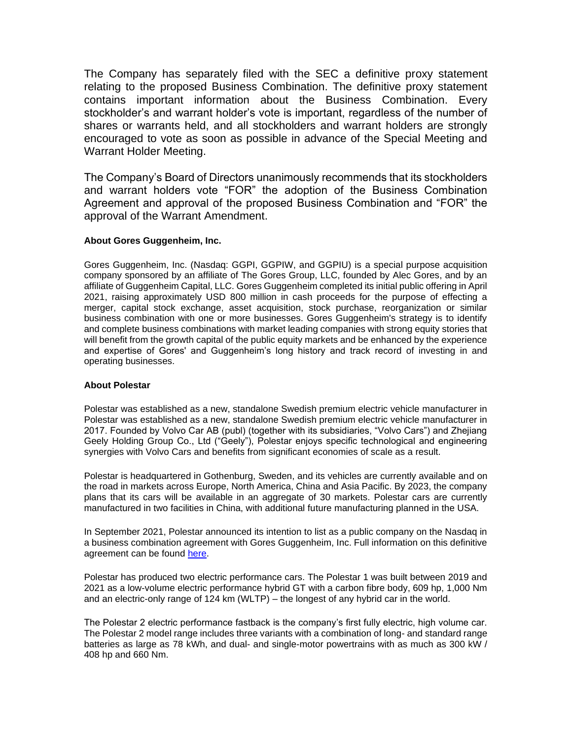The Company has separately filed with the SEC a definitive proxy statement relating to the proposed Business Combination. The definitive proxy statement contains important information about the Business Combination. Every stockholder's and warrant holder's vote is important, regardless of the number of shares or warrants held, and all stockholders and warrant holders are strongly encouraged to vote as soon as possible in advance of the Special Meeting and Warrant Holder Meeting.

The Company's Board of Directors unanimously recommends that its stockholders and warrant holders vote "FOR" the adoption of the Business Combination Agreement and approval of the proposed Business Combination and "FOR" the approval of the Warrant Amendment.

**About Gores Guggenheim, Inc.**

Gores Guggenheim, Inc. (Nasdaq: GGPI, GGPIW, and GGPIU) is a special purpose acquisition company sponsored by an affiliate of The Gores Group, LLC, founded by Alec Gores, and by an affiliate of Guggenheim Capital, LLC. Gores Guggenheim completed its initial public offering in April 2021, raising approximately USD 800 million in cash proceeds for the purpose of effecting a merger, capital stock exchange, asset acquisition, stock purchase, reorganization or similar business combination with one or more businesses. Gores Guggenheim's strategy is to identify and complete business combinations with market leading companies with strong equity stories that will benefit from the growth capital of the public equity markets and be enhanced by the experience and expertise of Gores' and Guggenheim's long history and track record of investing in and operating businesses.

**About Polestar**

Polestar was established as a new, standalone Swedish premium electric vehicle manufacturer in Polestar was established as a new, standalone Swedish premium electric vehicle manufacturer in 2017. Founded by Volvo Car AB (publ) (together with its subsidiaries, "Volvo Cars") and Zhejiang Geely Holding Group Co., Ltd ("Geely"), Polestar enjoys specific technological and engineering synergies with Volvo Cars and benefits from significant economies of scale as a result.

Polestar is headquartered in Gothenburg, Sweden, and its vehicles are currently available and on the road in markets across Europe, North America, China and Asia Pacific. By 2023, the company plans that its cars will be available in an aggregate of 30 markets. Polestar cars are currently manufactured in two facilities in China, with additional future manufacturing planned in the USA.

In September 2021, Polestar announced its intention to list as a public company on the Nasdaq in a business combination agreement with Gores Guggenheim, Inc. Full information on this definitive agreement can be found here.

Polestar has produced two electric performance cars. The Polestar 1 was built between 2019 and 2021 as a low-volume electric performance hybrid GT with a carbon fibre body, 609 hp, 1,000 Nm and an electric-only range of 124 km (WLTP) – the longest of any hybrid car in the world.

The Polestar 2 electric performance fastback is the company's first fully electric, high volume car. The Polestar 2 model range includes three variants with a combination of long- and standard range batteries as large as 78 kWh, and dual- and single-motor powertrains with as much as 300 kW / 408 hp and 660 Nm.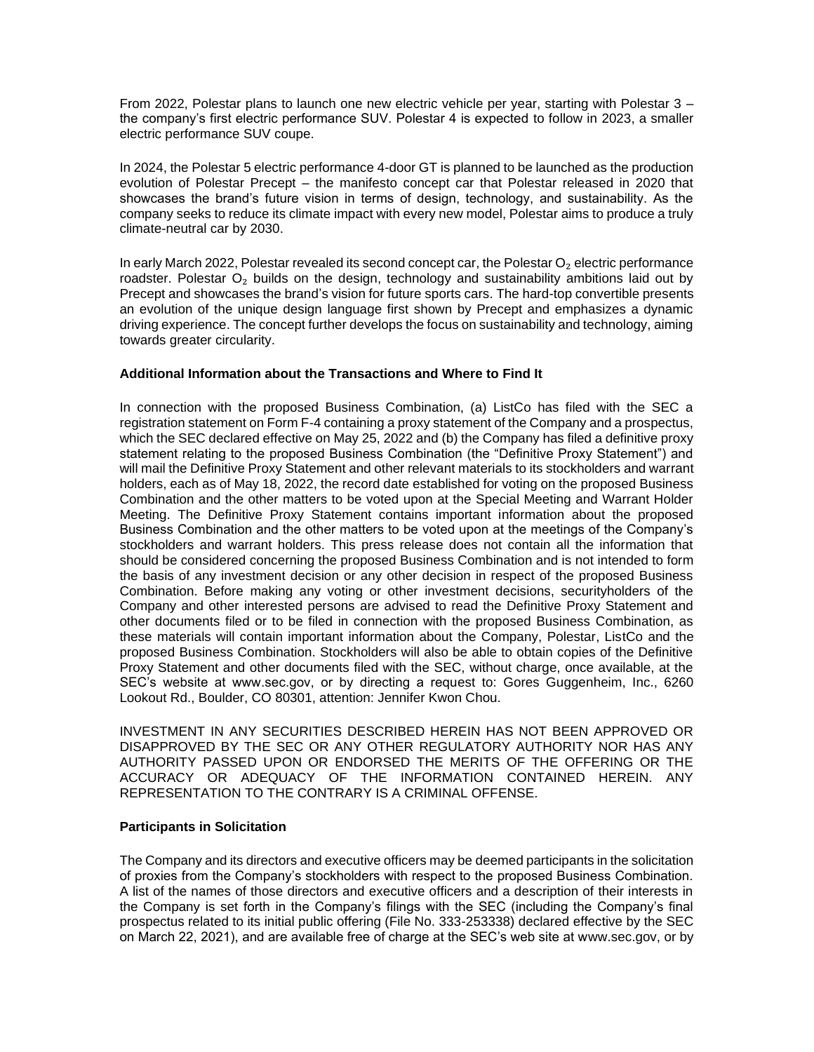From 2022, Polestar plans to launch one new electric vehicle per year, starting with Polestar 3 – the company's first electric performance SUV. Polestar 4 is expected to follow in 2023, a smaller electric performance SUV coupe.

In 2024, the Polestar 5 electric performance 4-door GT is planned to be launched as the production evolution of Polestar Precept – the manifesto concept car that Polestar released in 2020 that showcases the brand's future vision in terms of design, technology, and sustainability. As the company seeks to reduce its climate impact with every new model, Polestar aims to produce a truly climate-neutral car by 2030.

In early March 2022, Polestar revealed its second concept car, the Polestar $O_2$ electric performance roadster. Polestar $O_2$ builds on the design, technology and sustainability ambitions laid out by Precept and showcases the brand's vision for future sports cars. The hard-top convertible presents an evolution of the unique design language first shown by Precept and emphasizes a dynamic driving experience. The concept further develops the focus on sustainability and technology, aiming towards greater circularity.

**Additional Information about the Transactions and Where to Find It**

In connection with the proposed Business Combination, (a) ListCo has filed with the SEC a registration statement on Form F-4 containing a proxy statement of the Company and a prospectus, which the SEC declared effective on May 25, 2022 and (b) the Company has filed a definitive proxy statement relating to the proposed Business Combination (the "Definitive Proxy Statement") and will mail the Definitive Proxy Statement and other relevant materials to its stockholders and warrant holders, each as of May 18, 2022, the record date established for voting on the proposed Business Combination and the other matters to be voted upon at the Special Meeting and Warrant Holder Meeting. The Definitive Proxy Statement contains important information about the proposed Business Combination and the other matters to be voted upon at the meetings of the Company's stockholders and warrant holders. This press release does not contain all the information that should be considered concerning the proposed Business Combination and is not intended to form the basis of any investment decision or any other decision in respect of the proposed Business Combination. Before making any voting or other investment decisions, securityholders of the Company and other interested persons are advised to read the Definitive Proxy Statement and other documents filed or to be filed in connection with the proposed Business Combination, as these materials will contain important information about the Company, Polestar, ListCo and the proposed Business Combination. Stockholders will also be able to obtain copies of the Definitive Proxy Statement and other documents filed with the SEC, without charge, once available, at the SEC's website at www.sec.gov, or by directing a request to: Gores Guggenheim, Inc., 6260 Lookout Rd., Boulder, CO 80301, attention: Jennifer Kwon Chou.

INVESTMENT IN ANY SECURITIES DESCRIBED HEREIN HAS NOT BEEN APPROVED OR DISAPPROVED BY THE SEC OR ANY OTHER REGULATORY AUTHORITY NOR HAS ANY AUTHORITY PASSED UPON OR ENDORSED THE MERITS OF THE OFFERING OR THE ACCURACY OR ADEQUACY OF THE INFORMATION CONTAINED HEREIN. ANY REPRESENTATION TO THE CONTRARY IS A CRIMINAL OFFENSE.

**Participants in Solicitation**

The Company and its directors and executive officers may be deemed participants in the solicitation of proxies from the Company's stockholders with respect to the proposed Business Combination. A list of the names of those directors and executive officers and a description of their interests in the Company is set forth in the Company's filings with the SEC (including the Company's final prospectus related to its initial public offering (File No. 333-253338) declared effective by the SEC on March 22, 2021), and are available free of charge at the SEC's web site at www.sec.gov, or by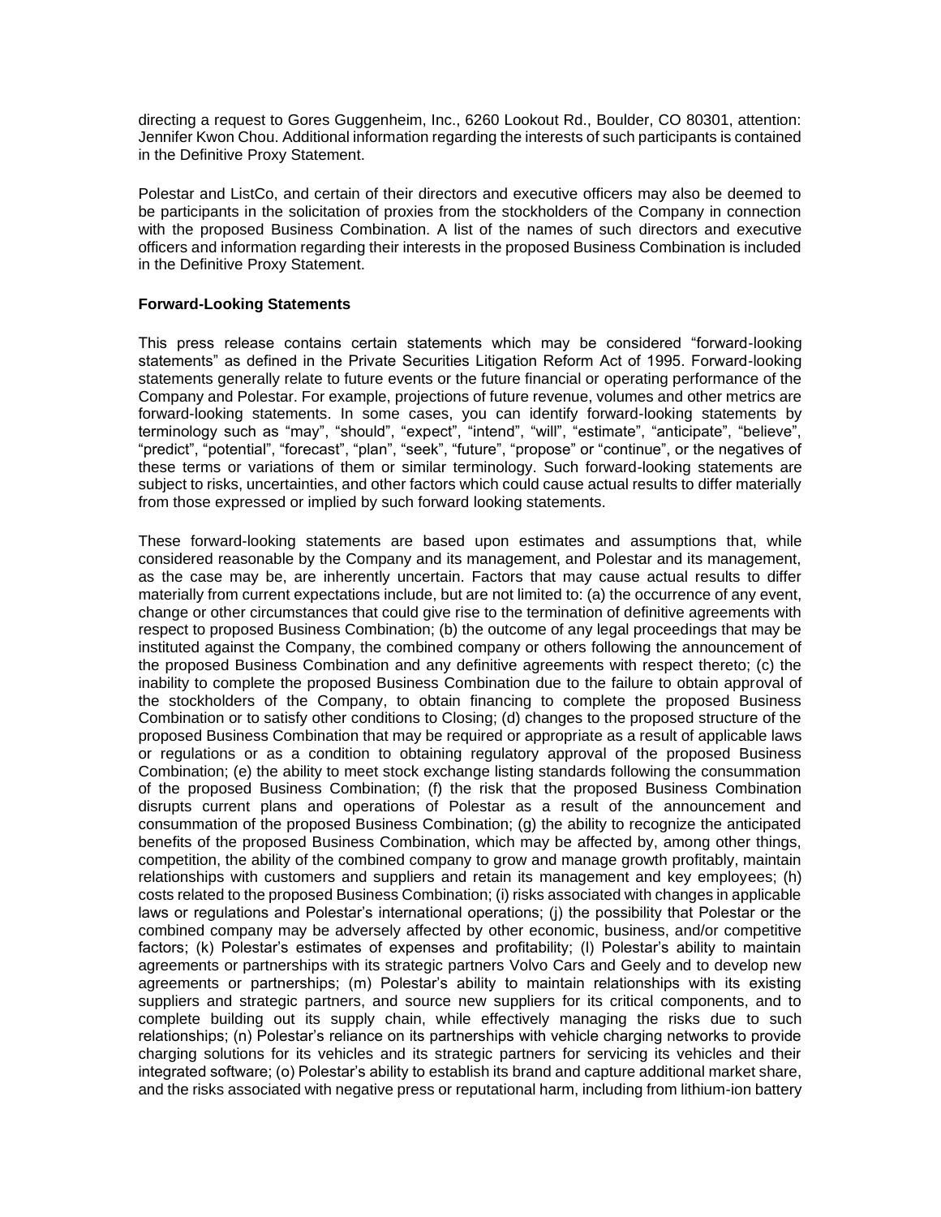directing a request to Gores Guggenheim, Inc., 6260 Lookout Rd., Boulder, CO 80301, attention: Jennifer Kwon Chou. Additional information regarding the interests of such participants is contained in the Definitive Proxy Statement.

Polestar and ListCo, and certain of their directors and executive officers may also be deemed to be participants in the solicitation of proxies from the stockholders of the Company in connection with the proposed Business Combination. A list of the names of such directors and executive officers and information regarding their interests in the proposed Business Combination is included in the Definitive Proxy Statement.

**Forward-Looking Statements**

This press release contains certain statements which may be considered "forward-looking statements" as defined in the Private Securities Litigation Reform Act of 1995. Forward-looking statements generally relate to future events or the future financial or operating performance of the Company and Polestar. For example, projections of future revenue, volumes and other metrics are forward-looking statements. In some cases, you can identify forward-looking statements by terminology such as "may", "should", "expect", "intend", "will", "estimate", "anticipate", "believe", "predict", "potential", "forecast", "plan", "seek", "future", "propose" or "continue", or the negatives of these terms or variations of them or similar terminology. Such forward-looking statements are subject to risks, uncertainties, and other factors which could cause actual results to differ materially from those expressed or implied by such forward looking statements.

These forward-looking statements are based upon estimates and assumptions that, while considered reasonable by the Company and its management, and Polestar and its management, as the case may be, are inherently uncertain. Factors that may cause actual results to differ materially from current expectations include, but are not limited to: (a) the occurrence of any event, change or other circumstances that could give rise to the termination of definitive agreements with respect to proposed Business Combination; (b) the outcome of any legal proceedings that may be instituted against the Company, the combined company or others following the announcement of the proposed Business Combination and any definitive agreements with respect thereto; (c) the inability to complete the proposed Business Combination due to the failure to obtain approval of the stockholders of the Company, to obtain financing to complete the proposed Business Combination or to satisfy other conditions to Closing; (d) changes to the proposed structure of the proposed Business Combination that may be required or appropriate as a result of applicable laws or regulations or as a condition to obtaining regulatory approval of the proposed Business Combination; (e) the ability to meet stock exchange listing standards following the consummation of the proposed Business Combination; (f) the risk that the proposed Business Combination disrupts current plans and operations of Polestar as a result of the announcement and consummation of the proposed Business Combination; (g) the ability to recognize the anticipated benefits of the proposed Business Combination, which may be affected by, among other things, competition, the ability of the combined company to grow and manage growth profitably, maintain relationships with customers and suppliers and retain its management and key employees; (h) costs related to the proposed Business Combination; (i) risks associated with changes in applicable laws or regulations and Polestar's international operations; (j) the possibility that Polestar or the combined company may be adversely affected by other economic, business, and/or competitive factors; (k) Polestar's estimates of expenses and profitability; (l) Polestar's ability to maintain agreements or partnerships with its strategic partners Volvo Cars and Geely and to develop new agreements or partnerships; (m) Polestar's ability to maintain relationships with its existing suppliers and strategic partners, and source new suppliers for its critical components, and to complete building out its supply chain, while effectively managing the risks due to such relationships; (n) Polestar's reliance on its partnerships with vehicle charging networks to provide charging solutions for its vehicles and its strategic partners for servicing its vehicles and their integrated software; (o) Polestar's ability to establish its brand and capture additional market share, and the risks associated with negative press or reputational harm, including from lithium-ion battery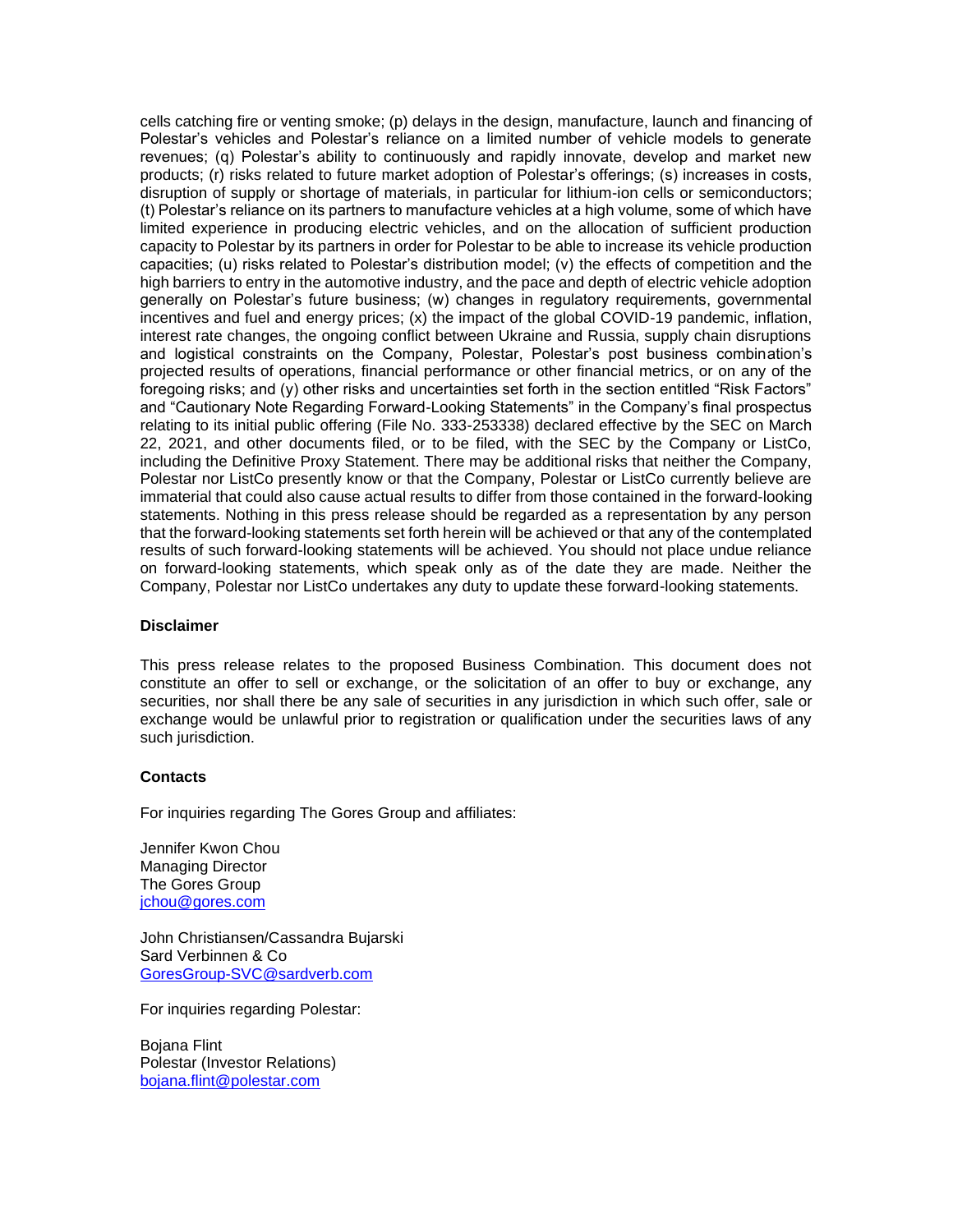cells catching fire or venting smoke; (p) delays in the design, manufacture, launch and financing of Polestar's vehicles and Polestar's reliance on a limited number of vehicle models to generate revenues; (q) Polestar's ability to continuously and rapidly innovate, develop and market new products; (r) risks related to future market adoption of Polestar's offerings; (s) increases in costs, disruption of supply or shortage of materials, in particular for lithium-ion cells or semiconductors; (t) Polestar's reliance on its partners to manufacture vehicles at a high volume, some of which have limited experience in producing electric vehicles, and on the allocation of sufficient production capacity to Polestar by its partners in order for Polestar to be able to increase its vehicle production capacities; (u) risks related to Polestar's distribution model; (v) the effects of competition and the high barriers to entry in the automotive industry, and the pace and depth of electric vehicle adoption generally on Polestar's future business; (w) changes in regulatory requirements, governmental incentives and fuel and energy prices; (x) the impact of the global COVID-19 pandemic, inflation, interest rate changes, the ongoing conflict between Ukraine and Russia, supply chain disruptions and logistical constraints on the Company, Polestar, Polestar's post business combination's projected results of operations, financial performance or other financial metrics, or on any of the foregoing risks; and (y) other risks and uncertainties set forth in the section entitled "Risk Factors" and "Cautionary Note Regarding Forward-Looking Statements" in the Company's final prospectus relating to its initial public offering (File No. 333-253338) declared effective by the SEC on March 22, 2021, and other documents filed, or to be filed, with the SEC by the Company or ListCo, including the Definitive Proxy Statement. There may be additional risks that neither the Company, Polestar nor ListCo presently know or that the Company, Polestar or ListCo currently believe are immaterial that could also cause actual results to differ from those contained in the forward-looking statements. Nothing in this press release should be regarded as a representation by any person that the forward-looking statements set forth herein will be achieved or that any of the contemplated results of such forward-looking statements will be achieved. You should not place undue reliance on forward-looking statements, which speak only as of the date they are made. Neither the Company, Polestar nor ListCo undertakes any duty to update these forward-looking statements.

**Disclaimer**

This press release relates to the proposed Business Combination. This document does not constitute an offer to sell or exchange, or the solicitation of an offer to buy or exchange, any securities, nor shall there be any sale of securities in any jurisdiction in which such offer, sale or exchange would be unlawful prior to registration or qualification under the securities laws of any such jurisdiction.

**Contacts**

For inquiries regarding The Gores Group and affiliates:

Jennifer Kwon Chou
Managing Director
The Gores Group
jchou@gores.com

John Christiansen/Cassandra Bujarski
Sard Verbinnen & Co
GoresGroup-SVC@sardverb.com

For inquiries regarding Polestar:

Bojana Flint
Polestar (Investor Relations)
bojana.flint@polestar.com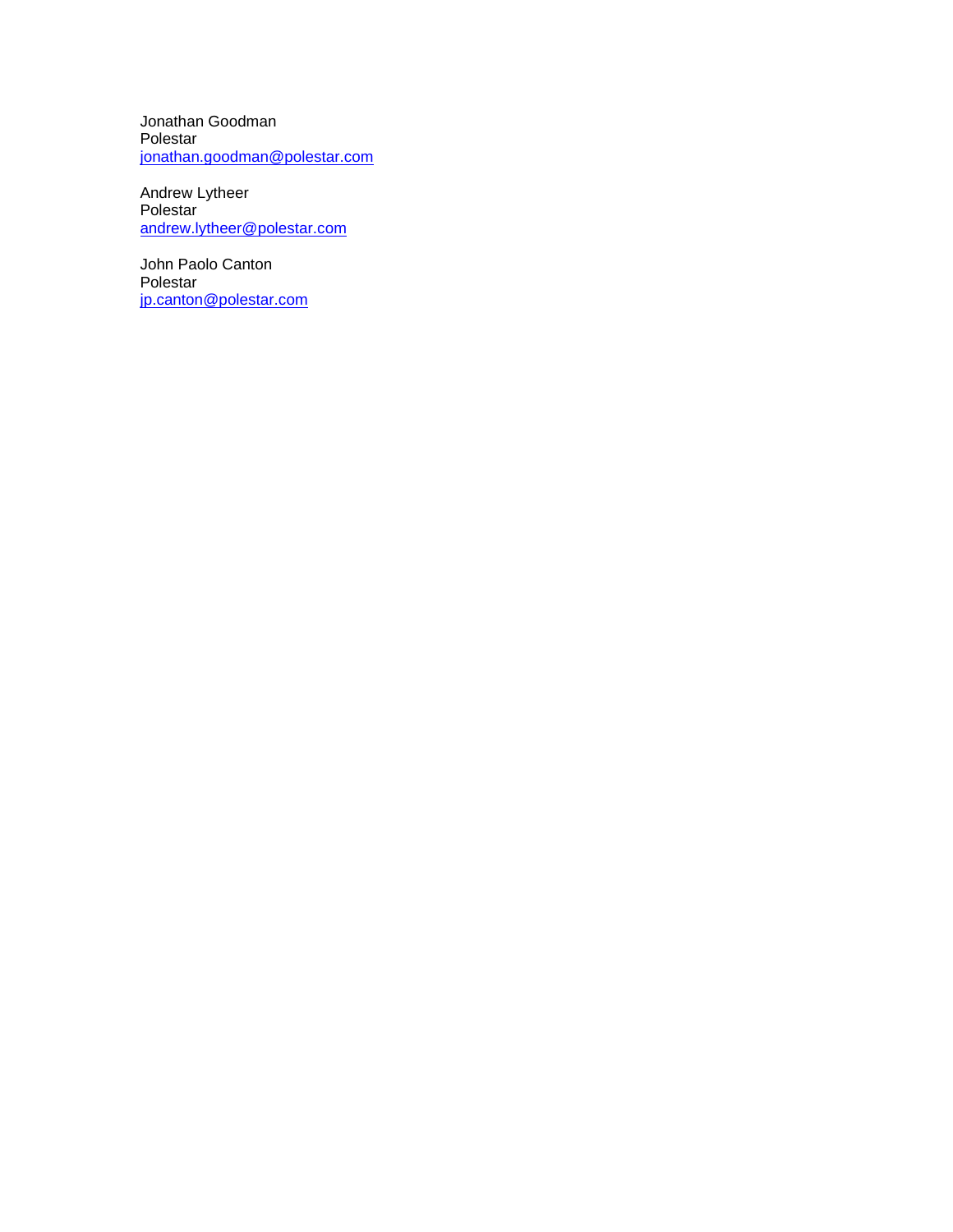Jonathan Goodman  
Polestar  
jonathan.goodman@polestar.com

Andrew Lytheer  
Polestar  
andrew.lytheer@polestar.com

John Paolo Canton  
Polestar  
jp.canton@polestar.com